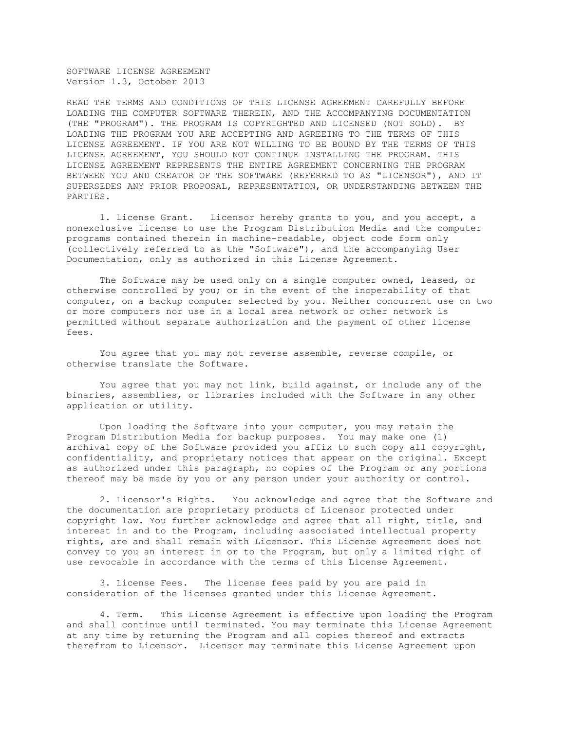# SOFTWARE LICENSE AGREEMENT

Version 1.3, October 2013

READ THE TERMS AND CONDITIONS OF THIS LICENSE AGREEMENT CAREFULLY BEFORE LOADING THE COMPUTER SOFTWARE THEREIN, AND THE ACCOMPANYING DOCUMENTATION (THE "PROGRAM"). THE PROGRAM IS COPYRIGHTED AND LICENSED (NOT SOLD). BY LOADING THE PROGRAM YOU ARE ACCEPTING AND AGREEING TO THE TERMS OF THIS LICENSE AGREEMENT. IF YOU ARE NOT WILLING TO BE BOUND BY THE TERMS OF THIS LICENSE AGREEMENT, YOU SHOULD NOT CONTINUE INSTALLING THE PROGRAM. THIS LICENSE AGREEMENT REPRESENTS THE ENTIRE AGREEMENT CONCERNING THE PROGRAM BETWEEN YOU AND CREATOR OF THE SOFTWARE (REFERRED TO AS "LICENSOR"), AND IT SUPERSEDES ANY PRIOR PROPOSAL, REPRESENTATION, OR UNDERSTANDING BETWEEN THE PARTIES.

1. License Grant. Licensor hereby grants to you, and you accept, a nonexclusive license to use the Program Distribution Media and the computer programs contained therein in machine-readable, object code form only (collectively referred to as the "Software"), and the accompanying User Documentation, only as authorized in this License Agreement.

The Software may be used only on a single computer owned, leased, or otherwise controlled by you; or in the event of the inoperability of that computer, on a backup computer selected by you. Neither concurrent use on two or more computers nor use in a local area network or other network is permitted without separate authorization and the payment of other license fees.

You agree that you may not reverse assemble, reverse compile, or otherwise translate the Software.

You agree that you may not link, build against, or include any of the binaries, assemblies, or libraries included with the Software in any other application or utility.

Upon loading the Software into your computer, you may retain the Program Distribution Media for backup purposes. You may make one (1) archival copy of the Software provided you affix to such copy all copyright, confidentiality, and proprietary notices that appear on the original. Except as authorized under this paragraph, no copies of the Program or any portions thereof may be made by you or any person under your authority or control.

2. Licensor's Rights. You acknowledge and agree that the Software and the documentation are proprietary products of Licensor protected under copyright law. You further acknowledge and agree that all right, title, and interest in and to the Program, including associated intellectual property rights, are and shall remain with Licensor. This License Agreement does not convey to you an interest in or to the Program, but only a limited right of use revocable in accordance with the terms of this License Agreement.

3. License Fees. The license fees paid by you are paid in consideration of the licenses granted under this License Agreement.

4. Term. This License Agreement is effective upon loading the Program and shall continue until terminated. You may terminate this License Agreement at any time by returning the Program and all copies thereof and extracts therefrom to Licensor. Licensor may terminate this License Agreement upon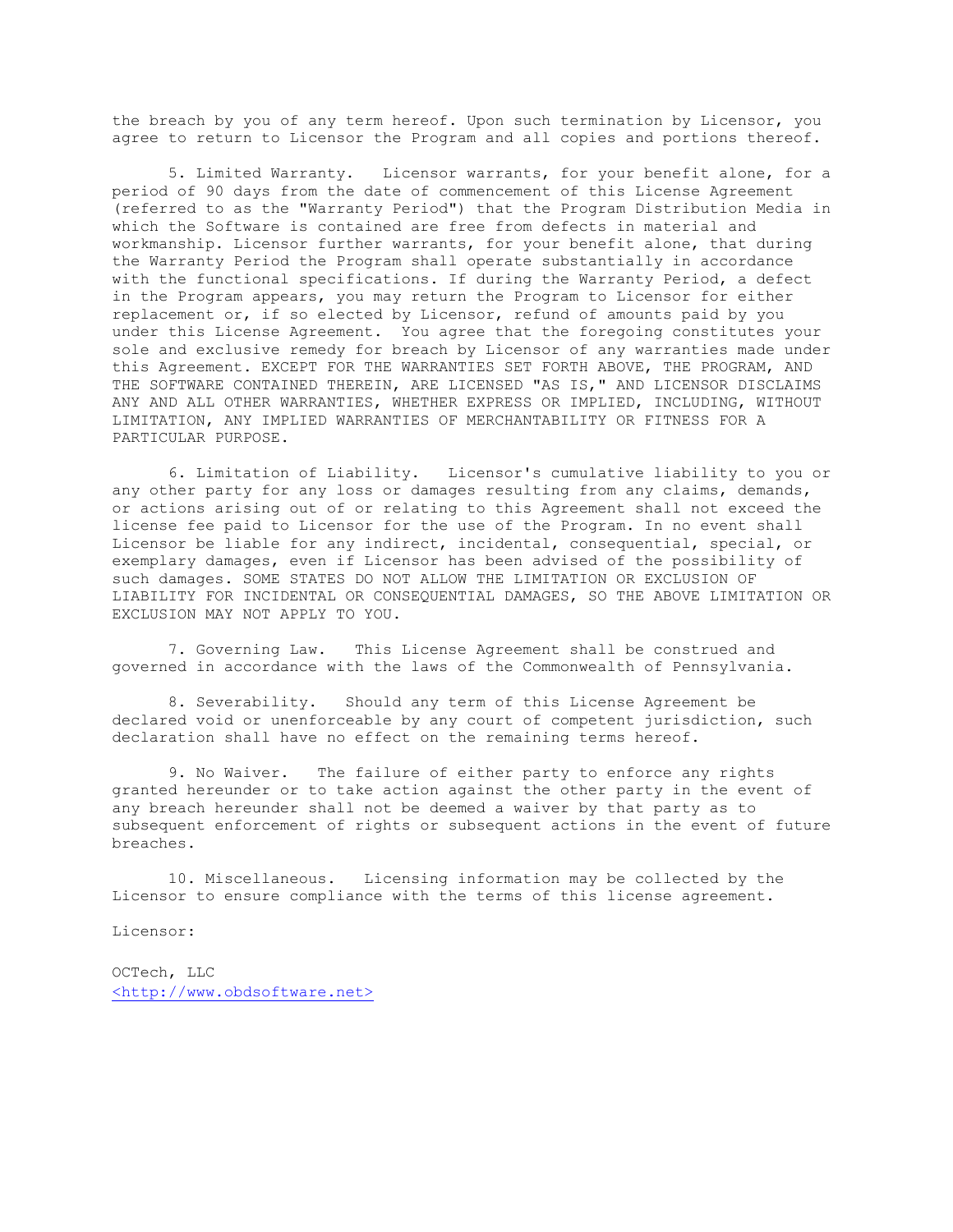the breach by you of any term hereof. Upon such termination by Licensor, you agree to return to Licensor the Program and all copies and portions thereof.

5. Limited Warranty. Licensor warrants, for your benefit alone, for a period of 90 days from the date of commencement of this License Agreement (referred to as the "Warranty Period") that the Program Distribution Media in which the Software is contained are free from defects in material and workmanship. Licensor further warrants, for your benefit alone, that during the Warranty Period the Program shall operate substantially in accordance with the functional specifications. If during the Warranty Period, a defect in the Program appears, you may return the Program to Licensor for either replacement or, if so elected by Licensor, refund of amounts paid by you under this License Agreement. You agree that the foregoing constitutes your sole and exclusive remedy for breach by Licensor of any warranties made under this Agreement. EXCEPT FOR THE WARRANTIES SET FORTH ABOVE, THE PROGRAM, AND THE SOFTWARE CONTAINED THEREIN, ARE LICENSED "AS IS," AND LICENSOR DISCLAIMS ANY AND ALL OTHER WARRANTIES, WHETHER EXPRESS OR IMPLIED, INCLUDING, WITHOUT LIMITATION, ANY IMPLIED WARRANTIES OF MERCHANTABILITY OR FITNESS FOR A PARTICULAR PURPOSE.

6. Limitation of Liability. Licensor's cumulative liability to you or any other party for any loss or damages resulting from any claims, demands, or actions arising out of or relating to this Agreement shall not exceed the license fee paid to Licensor for the use of the Program. In no event shall Licensor be liable for any indirect, incidental, consequential, special, or exemplary damages, even if Licensor has been advised of the possibility of such damages. SOME STATES DO NOT ALLOW THE LIMITATION OR EXCLUSION OF LIABILITY FOR INCIDENTAL OR CONSEQUENTIAL DAMAGES, SO THE ABOVE LIMITATION OR EXCLUSION MAY NOT APPLY TO YOU.

7. Governing Law. This License Agreement shall be construed and governed in accordance with the laws of the Commonwealth of Pennsylvania.

8. Severability. Should any term of this License Agreement be declared void or unenforceable by any court of competent jurisdiction, such declaration shall have no effect on the remaining terms hereof.

9. No Waiver. The failure of either party to enforce any rights granted hereunder or to take action against the other party in the event of any breach hereunder shall not be deemed a waiver by that party as to subsequent enforcement of rights or subsequent actions in the event of future breaches.

10. Miscellaneous. Licensing information may be collected by the Licensor to ensure compliance with the terms of this license agreement.

Licensor:

OCTech, LLC
<http://www.obdsoftware.net>